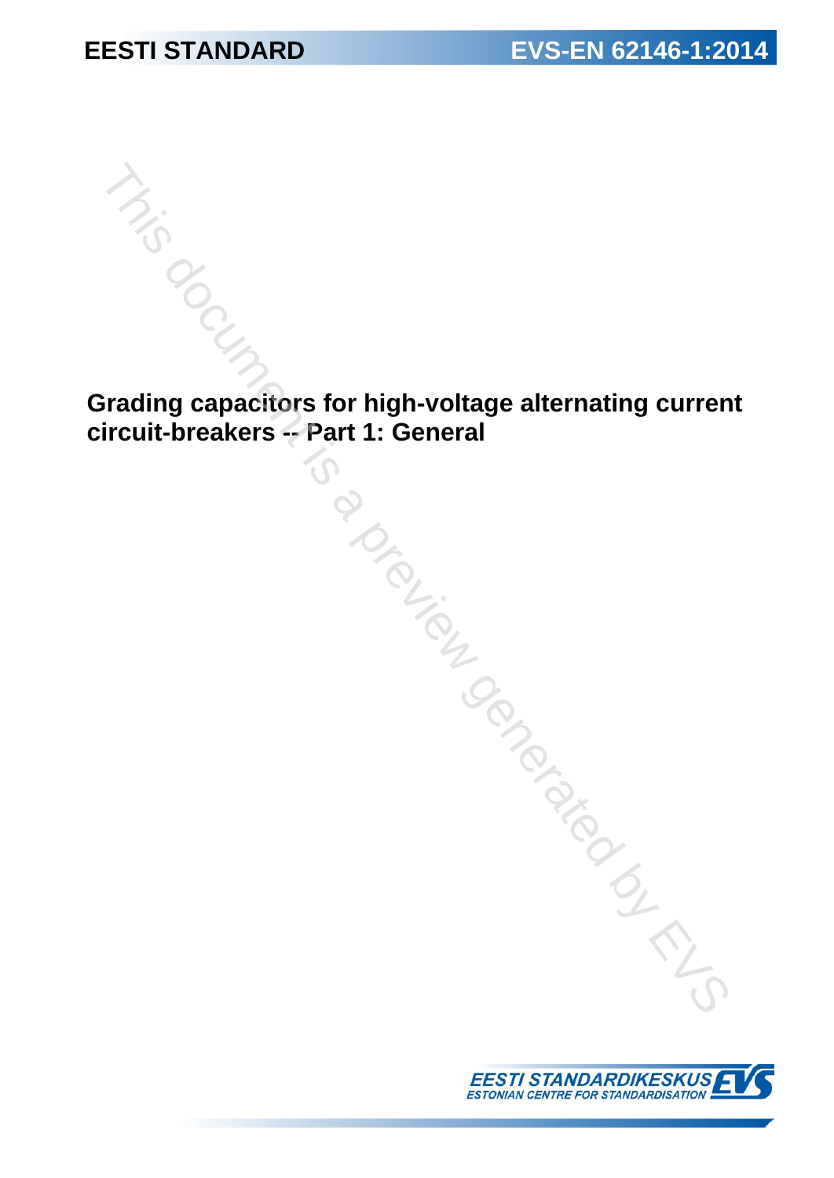**EESTI STANDARD** **EVS-EN 62146-1:2014**

# Grading capacitors for high-voltage alternating current circuit-breakers -- Part 1: General

EESTI STANDARDIKESKUS
ESTONIAN CENTRE FOR STANDARDISATION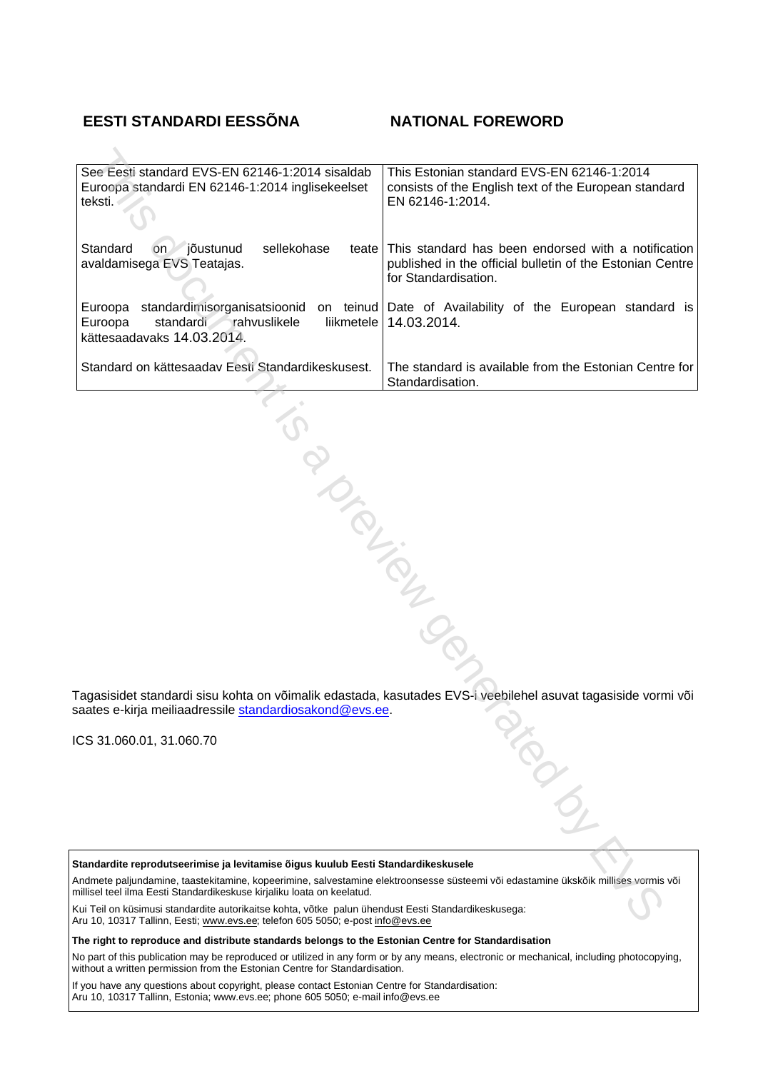## EESTI STANDARDI EESSÕNA

## NATIONAL FOREWORD

| | |
|---|---|
| See Eesti standard EVS-EN 62146-1:2014 sisaldab Euroopa standardi EN 62146-1:2014 inglisekeelset teksti. | This Estonian standard EVS-EN 62146-1:2014 consists of the English text of the European standard EN 62146-1:2014. |
| Standard on jõustunud sellekohase teate avaldamisega EVS Teatajas. | This standard has been endorsed with a notification published in the official bulletin of the Estonian Centre for Standardisation. |
| Euroopa standardimisorganisatsioonid on teinud Euroopa standardi rahvuslikele liikmetele kättesaadavaks 14.03.2014. | Date of Availability of the European standard is 14.03.2014. |
| Standard on kättesaadav Eesti Standardikeskusest. | The standard is available from the Estonian Centre for Standardisation. |

Tagasisidet standardi sisu kohta on võimalik edastada, kasutades EVS-i veebilehel asuvat tagasiside vormi või saates e-kirja meiliaadressile standardiosakond@evs.ee.

ICS 31.060.01, 31.060.70

**Standardite reprodutseerimise ja levitamise õigus kuulub Eesti Standardikeskusele**

Andmete paljundamine, taastekitamine, kopeerimine, salvestamine elektroonsesse süsteemi või edastamine ükskõik millises vormis või millisel teel ilma Eesti Standardikeskuse kirjaliku loata on keelatud.

Kui Teil on küsimusi standardite autorikaitse kohta, võtke palun ühendust Eesti Standardikeskusega:
Aru 10, 10317 Tallinn, Eesti; www.evs.ee; telefon 605 5050; e-post info@evs.ee

**The right to reproduce and distribute standards belongs to the Estonian Centre for Standardisation**

No part of this publication may be reproduced or utilized in any form or by any means, electronic or mechanical, including photocopying, without a written permission from the Estonian Centre for Standardisation.

If you have any questions about copyright, please contact Estonian Centre for Standardisation:
Aru 10, 10317 Tallinn, Estonia; www.evs.ee; phone 605 5050; e-mail info@evs.ee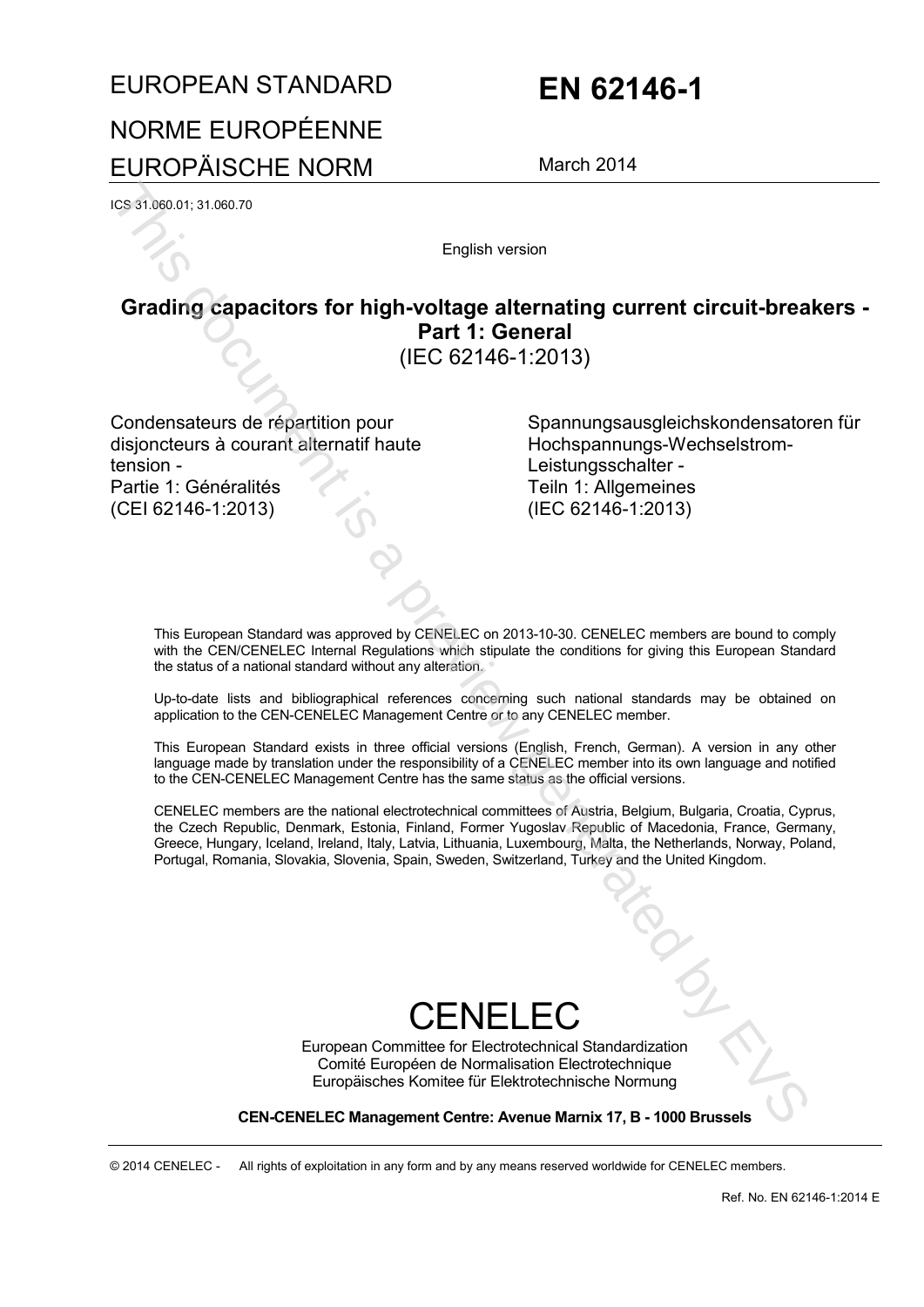# EUROPEAN STANDARD

# NORME EUROPÉENNE

# EUROPÄISCHE NORM

# EN 62146-1

March 2014

ICS 31.060.01; 31.060.70

English version

## Grading capacitors for high-voltage alternating current circuit-breakers - Part 1: General

(IEC 62146-1:2013)

Condensateurs de répartition pour disjoncteurs à courant alternatif haute tension -
Partie 1: Généralités
(CEI 62146-1:2013)

Spannungsausgleichskondensatoren für Hochspannungs-Wechselstrom-Leistungsschalter -
Teiln 1: Allgemeines
(IEC 62146-1:2013)

This European Standard was approved by CENELEC on 2013-10-30. CENELEC members are bound to comply with the CEN/CENELEC Internal Regulations which stipulate the conditions for giving this European Standard the status of a national standard without any alteration.

Up-to-date lists and bibliographical references concerning such national standards may be obtained on application to the CEN-CENELEC Management Centre or to any CENELEC member.

This European Standard exists in three official versions (English, French, German). A version in any other language made by translation under the responsibility of a CENELEC member into its own language and notified to the CEN-CENELEC Management Centre has the same status as the official versions.

CENELEC members are the national electrotechnical committees of Austria, Belgium, Bulgaria, Croatia, Cyprus, the Czech Republic, Denmark, Estonia, Finland, Former Yugoslav Republic of Macedonia, France, Germany, Greece, Hungary, Iceland, Ireland, Italy, Latvia, Lithuania, Luxembourg, Malta, the Netherlands, Norway, Poland, Portugal, Romania, Slovakia, Slovenia, Spain, Sweden, Switzerland, Turkey and the United Kingdom.

# CENELEC

European Committee for Electrotechnical Standardization
Comité Européen de Normalisation Electrotechnique
Europäisches Komitee für Elektrotechnische Normung

**CEN-CENELEC Management Centre: Avenue Marnix 17, B - 1000 Brussels**

© 2014 CENELEC - All rights of exploitation in any form and by any means reserved worldwide for CENELEC members.

Ref. No. EN 62146-1:2014 E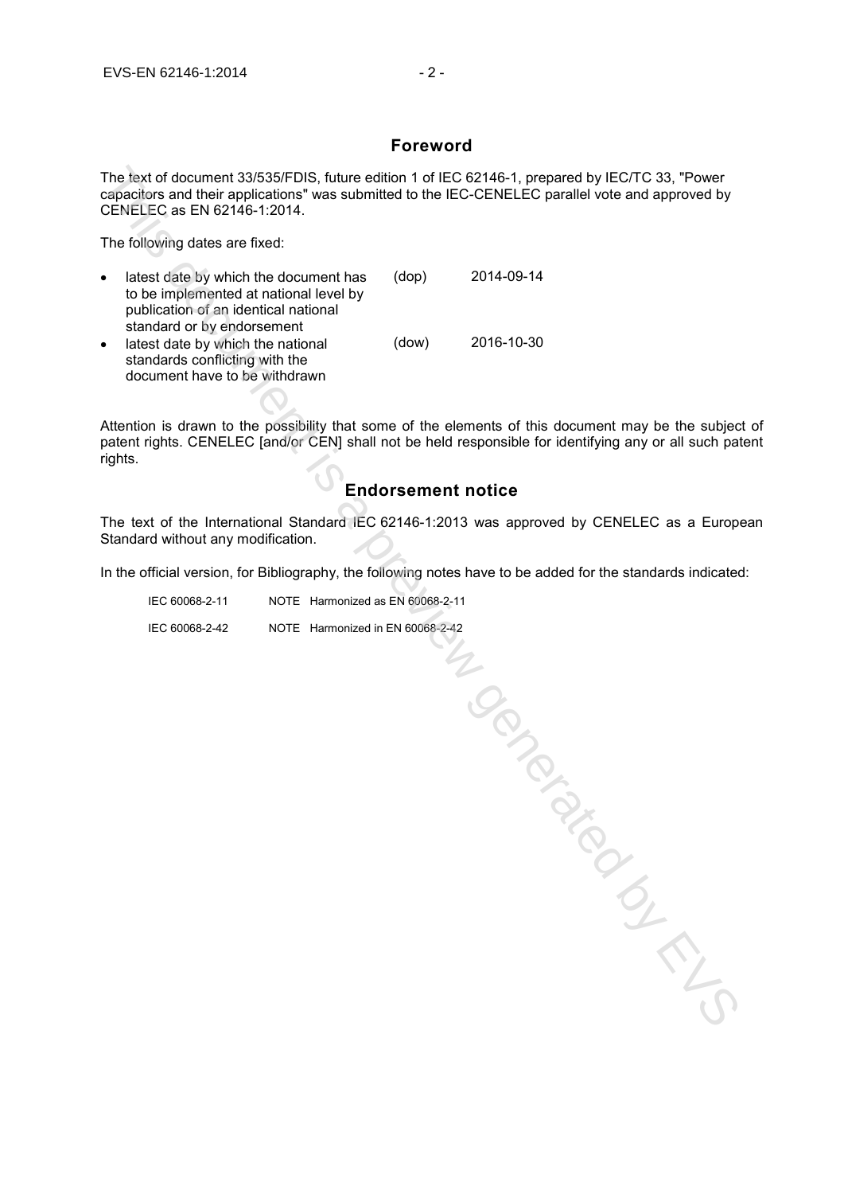## Foreword

The text of document 33/535/FDIS, future edition 1 of IEC 62146-1, prepared by IEC/TC 33, "Power capacitors and their applications" was submitted to the IEC-CENELEC parallel vote and approved by CENELEC as EN 62146-1:2014.

The following dates are fixed:

| | | |
|---|---|---|
| • latest date by which the document has to be implemented at national level by publication of an identical national standard or by endorsement | (dop) | 2014-09-14 |
| • latest date by which the national standards conflicting with the document have to be withdrawn | (dow) | 2016-10-30 |

Attention is drawn to the possibility that some of the elements of this document may be the subject of patent rights. CENELEC [and/or CEN] shall not be held responsible for identifying any or all such patent rights.

## Endorsement notice

The text of the International Standard IEC 62146-1:2013 was approved by CENELEC as a European Standard without any modification.

In the official version, for Bibliography, the following notes have to be added for the standards indicated:

| | |
|---|---|
| IEC 60068-2-11 | NOTE Harmonized as EN 60068-2-11 |
| IEC 60068-2-42 | NOTE Harmonized in EN 60068-2-42 |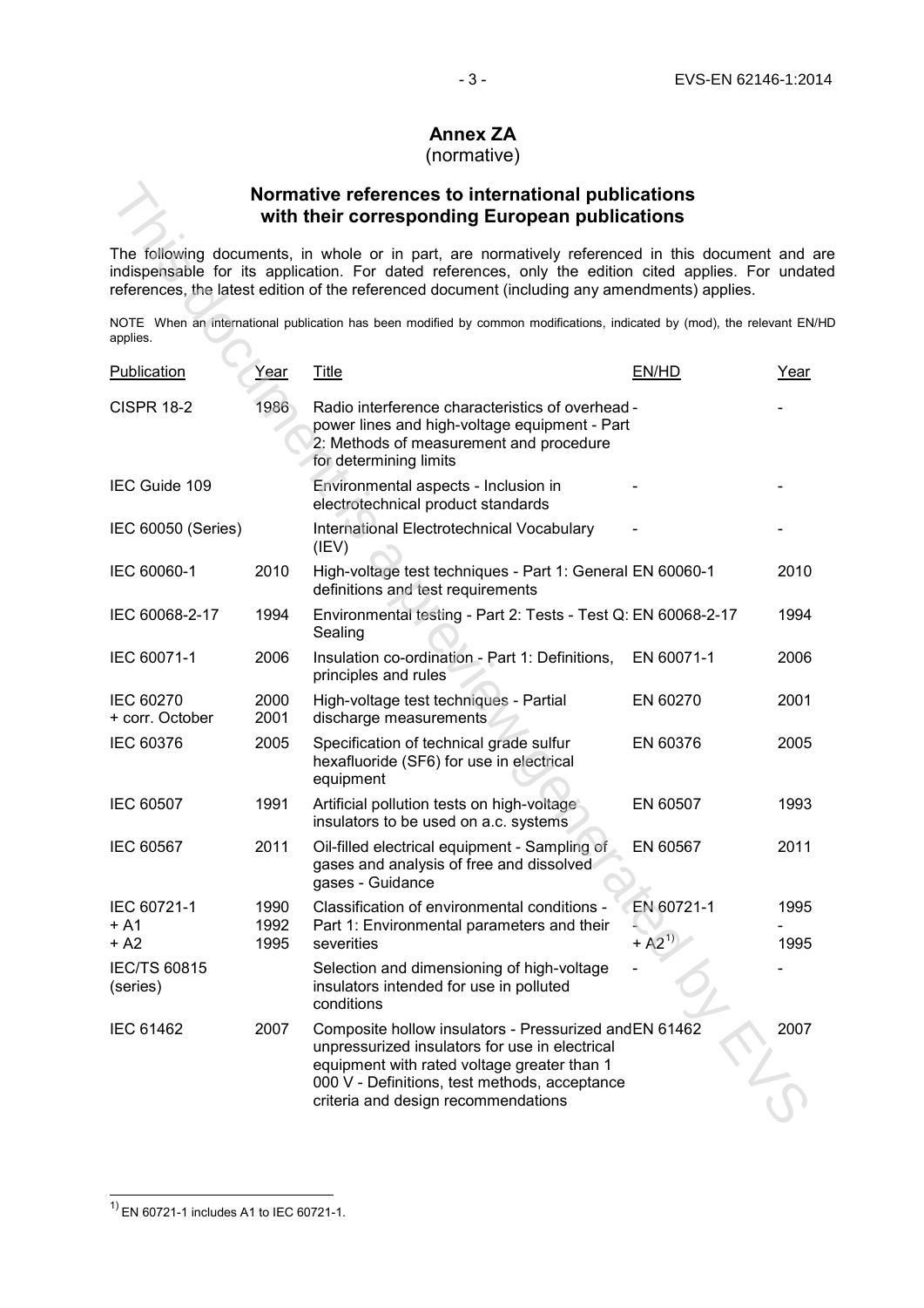# Annex ZA
(normative)

## Normative references to international publications with their corresponding European publications

The following documents, in whole or in part, are normatively referenced in this document and are indispensable for its application. For dated references, only the edition cited applies. For undated references, the latest edition of the referenced document (including any amendments) applies.

NOTE When an international publication has been modified by common modifications, indicated by (mod), the relevant EN/HD applies.

| Publication | Year | Title | EN/HD | Year |
|---|---|---|---|---|
| CISPR 18-2 | 1986 | Radio interference characteristics of overhead power lines and high-voltage equipment - Part 2: Methods of measurement and procedure for determining limits | - | - |
| IEC Guide 109 | | Environmental aspects - Inclusion in electrotechnical product standards | - | - |
| IEC 60050 (Series) | | International Electrotechnical Vocabulary (IEV) | - | - |
| IEC 60060-1 | 2010 | High-voltage test techniques - Part 1: General definitions and test requirements | EN 60060-1 | 2010 |
| IEC 60068-2-17 | 1994 | Environmental testing - Part 2: Tests - Test Q: Sealing | EN 60068-2-17 | 1994 |
| IEC 60071-1 | 2006 | Insulation co-ordination - Part 1: Definitions, principles and rules | EN 60071-1 | 2006 |
| IEC 60270<br>+ corr. October | 2000<br>2001 | High-voltage test techniques - Partial discharge measurements | EN 60270 | 2001 |
| IEC 60376 | 2005 | Specification of technical grade sulfur hexafluoride (SF6) for use in electrical equipment | EN 60376 | 2005 |
| IEC 60507 | 1991 | Artificial pollution tests on high-voltage insulators to be used on a.c. systems | EN 60507 | 1993 |
| IEC 60567 | 2011 | Oil-filled electrical equipment - Sampling of gases and analysis of free and dissolved gases - Guidance | EN 60567 | 2011 |
| IEC 60721-1<br>+ A1<br>+ A2 | 1990<br>1992<br>1995 | Classification of environmental conditions - Part 1: Environmental parameters and their severities | EN 60721-1<br>-<br>+ A2[1)] | 1995<br>-<br>1995 |
| IEC/TS 60815 (series) | | Selection and dimensioning of high-voltage insulators intended for use in polluted conditions | - | - |
| IEC 61462 | 2007 | Composite hollow insulators - Pressurized and unpressurized insulators for use in electrical equipment with rated voltage greater than 1 000 V - Definitions, test methods, acceptance criteria and design recommendations | EN 61462 | 2007 |

[1)] EN 60721-1 includes A1 to IEC 60721-1.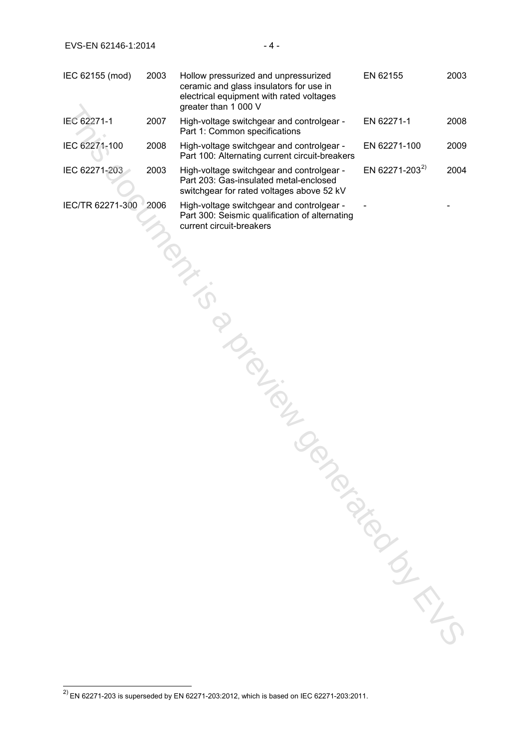| | | | | |
|---|---|---|---|---|
| IEC 62155 (mod) | 2003 | Hollow pressurized and unpressurized ceramic and glass insulators for use in electrical equipment with rated voltages greater than 1 000 V | EN 62155 | 2003 |
| IEC 62271-1 | 2007 | High-voltage switchgear and controlgear - Part 1: Common specifications | EN 62271-1 | 2008 |
| IEC 62271-100 | 2008 | High-voltage switchgear and controlgear - Part 100: Alternating current circuit-breakers | EN 62271-100 | 2009 |
| IEC 62271-203 | 2003 | High-voltage switchgear and controlgear - Part 203: Gas-insulated metal-enclosed switchgear for rated voltages above 52 kV | EN 62271-203[2)] | 2004 |
| IEC/TR 62271-300 | 2006 | High-voltage switchgear and controlgear - Part 300: Seismic qualification of alternating current circuit-breakers | - | - |

[2)] EN 62271-203 is superseded by EN 62271-203:2012, which is based on IEC 62271-203:2011.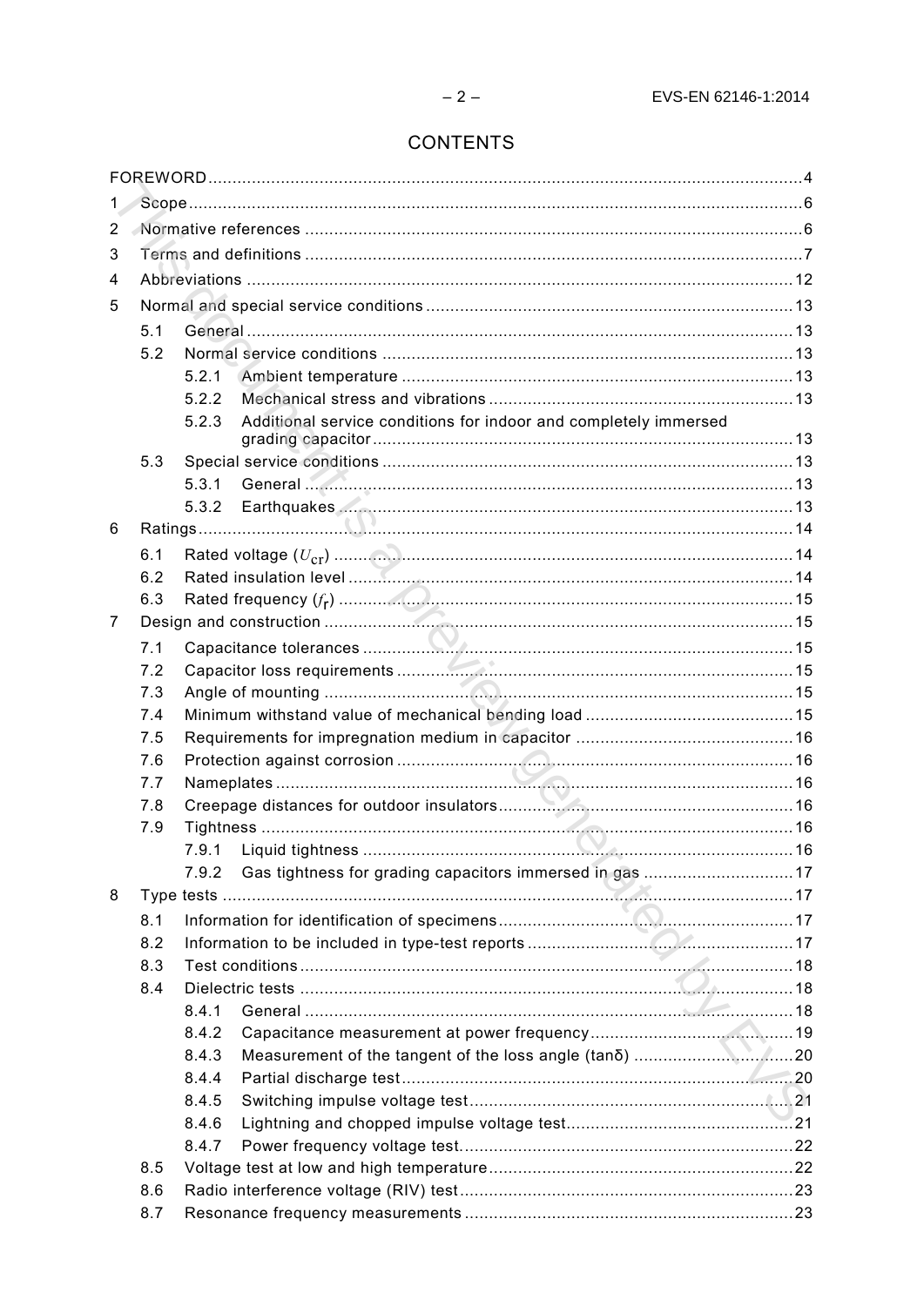# CONTENTS

FOREWORD ... 4

1 Scope ... 6

2 Normative references ... 6

3 Terms and definitions ... 7

4 Abbreviations ... 12

5 Normal and special service conditions ... 13

- 5.1 General ... 13
- 5.2 Normal service conditions ... 13
  - 5.2.1 Ambient temperature ... 13
  - 5.2.2 Mechanical stress and vibrations ... 13
  - 5.2.3 Additional service conditions for indoor and completely immersed grading capacitor ... 13
- 5.3 Special service conditions ... 13
  - 5.3.1 General ... 13
  - 5.3.2 Earthquakes ... 13

6 Ratings ... 14

- 6.1 Rated voltage ($U_{cr}$) ... 14
- 6.2 Rated insulation level ... 14
- 6.3 Rated frequency ($f_r$) ... 15

7 Design and construction ... 15

- 7.1 Capacitance tolerances ... 15
- 7.2 Capacitor loss requirements ... 15
- 7.3 Angle of mounting ... 15
- 7.4 Minimum withstand value of mechanical bending load ... 15
- 7.5 Requirements for impregnation medium in capacitor ... 16
- 7.6 Protection against corrosion ... 16
- 7.7 Nameplates ... 16
- 7.8 Creepage distances for outdoor insulators ... 16
- 7.9 Tightness ... 16
  - 7.9.1 Liquid tightness ... 16
  - 7.9.2 Gas tightness for grading capacitors immersed in gas ... 17

8 Type tests ... 17

- 8.1 Information for identification of specimens ... 17
- 8.2 Information to be included in type-test reports ... 17
- 8.3 Test conditions ... 18
- 8.4 Dielectric tests ... 18
  - 8.4.1 General ... 18
  - 8.4.2 Capacitance measurement at power frequency ... 19
  - 8.4.3 Measurement of the tangent of the loss angle (tanδ) ... 20
  - 8.4.4 Partial discharge test ... 20
  - 8.4.5 Switching impulse voltage test ... 21
  - 8.4.6 Lightning and chopped impulse voltage test ... 21
  - 8.4.7 Power frequency voltage test ... 22
- 8.5 Voltage test at low and high temperature ... 22
- 8.6 Radio interference voltage (RIV) test ... 23
- 8.7 Resonance frequency measurements ... 23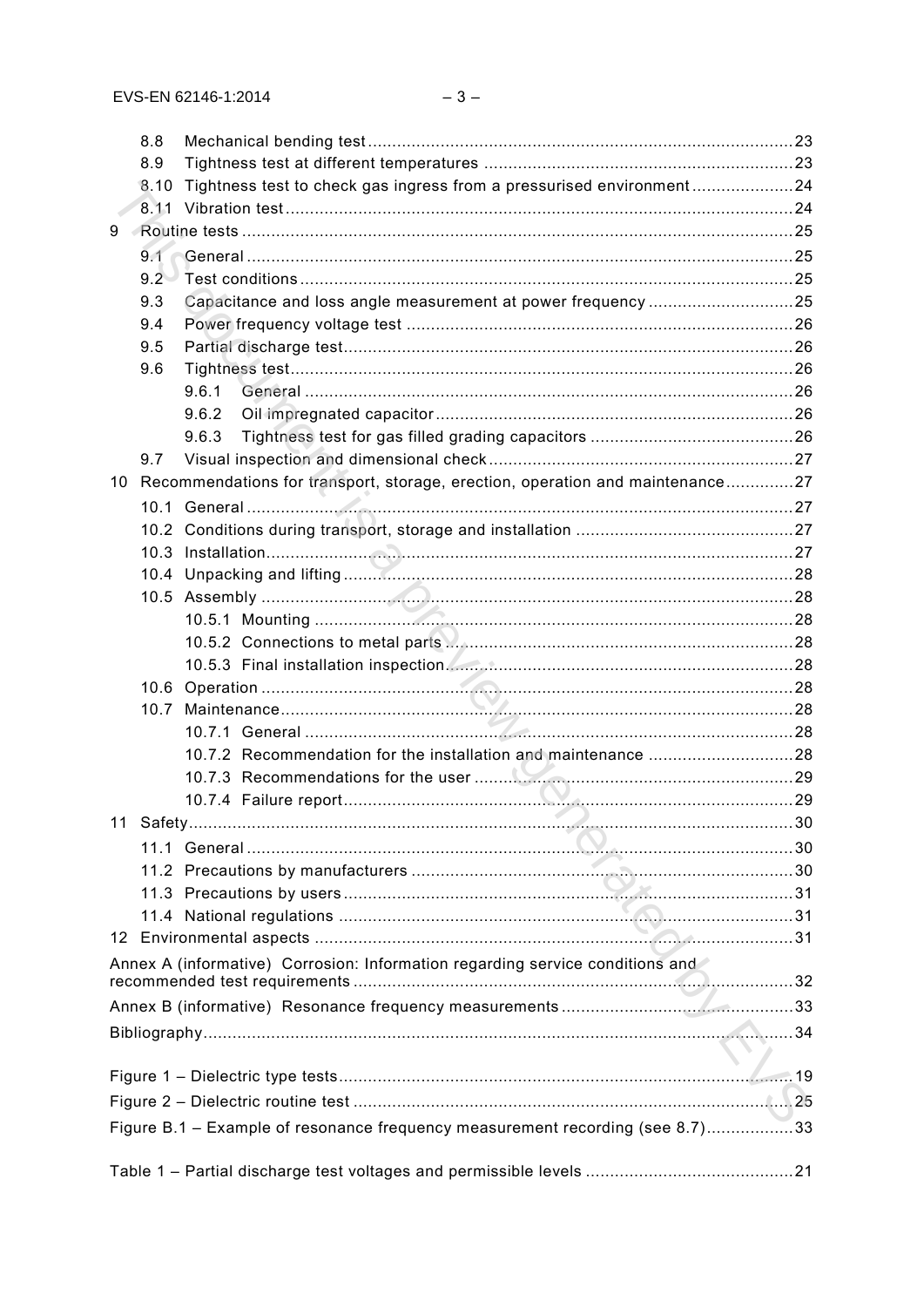8.8 Mechanical bending test ....... 23
8.9 Tightness test at different temperatures ....... 23
8.10 Tightness test to check gas ingress from a pressurised environment ....... 24
8.11 Vibration test ....... 24

9 Routine tests ....... 25
9.1 General ....... 25
9.2 Test conditions ....... 25
9.3 Capacitance and loss angle measurement at power frequency ....... 25
9.4 Power frequency voltage test ....... 26
9.5 Partial discharge test ....... 26
9.6 Tightness test ....... 26
9.6.1 General ....... 26
9.6.2 Oil impregnated capacitor ....... 26
9.6.3 Tightness test for gas filled grading capacitors ....... 26
9.7 Visual inspection and dimensional check ....... 27

10 Recommendations for transport, storage, erection, operation and maintenance ....... 27
10.1 General ....... 27
10.2 Conditions during transport, storage and installation ....... 27
10.3 Installation ....... 27
10.4 Unpacking and lifting ....... 28
10.5 Assembly ....... 28
10.5.1 Mounting ....... 28
10.5.2 Connections to metal parts ....... 28
10.5.3 Final installation inspection ....... 28
10.6 Operation ....... 28
10.7 Maintenance ....... 28
10.7.1 General ....... 28
10.7.2 Recommendation for the installation and maintenance ....... 28
10.7.3 Recommendations for the user ....... 29
10.7.4 Failure report ....... 29

11 Safety ....... 30
11.1 General ....... 30
11.2 Precautions by manufacturers ....... 30
11.3 Precautions by users ....... 31
11.4 National regulations ....... 31

12 Environmental aspects ....... 31

Annex A (informative) Corrosion: Information regarding service conditions and recommended test requirements ....... 32

Annex B (informative) Resonance frequency measurements ....... 33

Bibliography ....... 34

Figure 1 – Dielectric type tests ....... 19

Figure 2 – Dielectric routine test ....... 25

Figure B.1 – Example of resonance frequency measurement recording (see 8.7) ....... 33

Table 1 – Partial discharge test voltages and permissible levels ....... 21